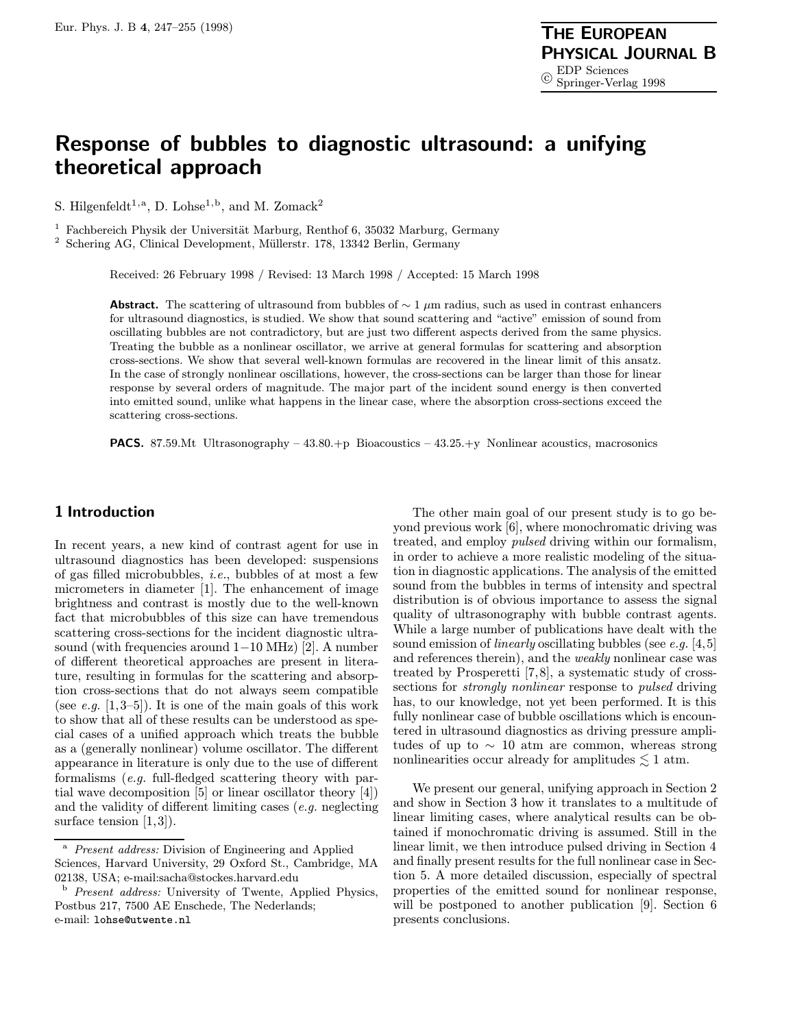# Response of bubbles to diagnostic ultrasound: a unifying theoretical approach

S. Hilgenfeldt[1,a], D. Lohse[1,b], and M. Zomack[2]

[1] Fachbereich Physik der Universität Marburg, Renthof 6, 35032 Marburg, Germany

[2] Schering AG, Clinical Development, Müllerstr. 178, 13342 Berlin, Germany

Received: 26 February 1998 / Revised: 13 March 1998 / Accepted: 15 March 1998

**Abstract.** The scattering of ultrasound from bubbles of $\sim 1\ \mu$m radius, such as used in contrast enhancers for ultrasound diagnostics, is studied. We show that sound scattering and "active" emission of sound from oscillating bubbles are not contradictory, but are just two different aspects derived from the same physics. Treating the bubble as a nonlinear oscillator, we arrive at general formulas for scattering and absorption cross-sections. We show that several well-known formulas are recovered in the linear limit of this ansatz. In the case of strongly nonlinear oscillations, however, the cross-sections can be larger than those for linear response by several orders of magnitude. The major part of the incident sound energy is then converted into emitted sound, unlike what happens in the linear case, where the absorption cross-sections exceed the scattering cross-sections.

**PACS.** 87.59.Mt Ultrasonography – 43.80.+p Bioacoustics – 43.25.+y Nonlinear acoustics, macrosonics

## 1 Introduction

In recent years, a new kind of contrast agent for use in ultrasound diagnostics has been developed: suspensions of gas filled microbubbles, *i.e.*, bubbles of at most a few micrometers in diameter [1]. The enhancement of image brightness and contrast is mostly due to the well-known fact that microbubbles of this size can have tremendous scattering cross-sections for the incident diagnostic ultrasound (with frequencies around 1−10 MHz) [2]. A number of different theoretical approaches are present in literature, resulting in formulas for the scattering and absorption cross-sections that do not always seem compatible (see *e.g.* [1,3–5]). It is one of the main goals of this work to show that all of these results can be understood as special cases of a unified approach which treats the bubble as a (generally nonlinear) volume oscillator. The different appearance in literature is only due to the use of different formalisms (*e.g.* full-fledged scattering theory with partial wave decomposition [5] or linear oscillator theory [4]) and the validity of different limiting cases (*e.g.* neglecting surface tension [1,3]).

The other main goal of our present study is to go beyond previous work [6], where monochromatic driving was treated, and employ *pulsed* driving within our formalism, in order to achieve a more realistic modeling of the situation in diagnostic applications. The analysis of the emitted sound from the bubbles in terms of intensity and spectral distribution is of obvious importance to assess the signal quality of ultrasonography with bubble contrast agents. While a large number of publications have dealt with the sound emission of *linearly* oscillating bubbles (see *e.g.* [4,5] and references therein), and the *weakly* nonlinear case was treated by Prosperetti [7,8], a systematic study of cross-sections for *strongly nonlinear* response to *pulsed* driving has, to our knowledge, not yet been performed. It is this fully nonlinear case of bubble oscillations which is encountered in ultrasound diagnostics as driving pressure amplitudes of up to $\sim 10$ atm are common, whereas strong nonlinearities occur already for amplitudes $\lesssim 1$ atm.

We present our general, unifying approach in Section 2 and show in Section 3 how it translates to a multitude of linear limiting cases, where analytical results can be obtained if monochromatic driving is assumed. Still in the linear limit, we then introduce pulsed driving in Section 4 and finally present results for the full nonlinear case in Section 5. A more detailed discussion, especially of spectral properties of the emitted sound for nonlinear response, will be postponed to another publication [9]. Section 6 presents conclusions.

---

[a] *Present address:* Division of Engineering and Applied Sciences, Harvard University, 29 Oxford St., Cambridge, MA 02138, USA; e-mail:sacha@stockes.harvard.edu

[b] *Present address:* University of Twente, Applied Physics, Postbus 217, 7500 AE Enschede, The Nederlands; e-mail: lohse@utwente.nl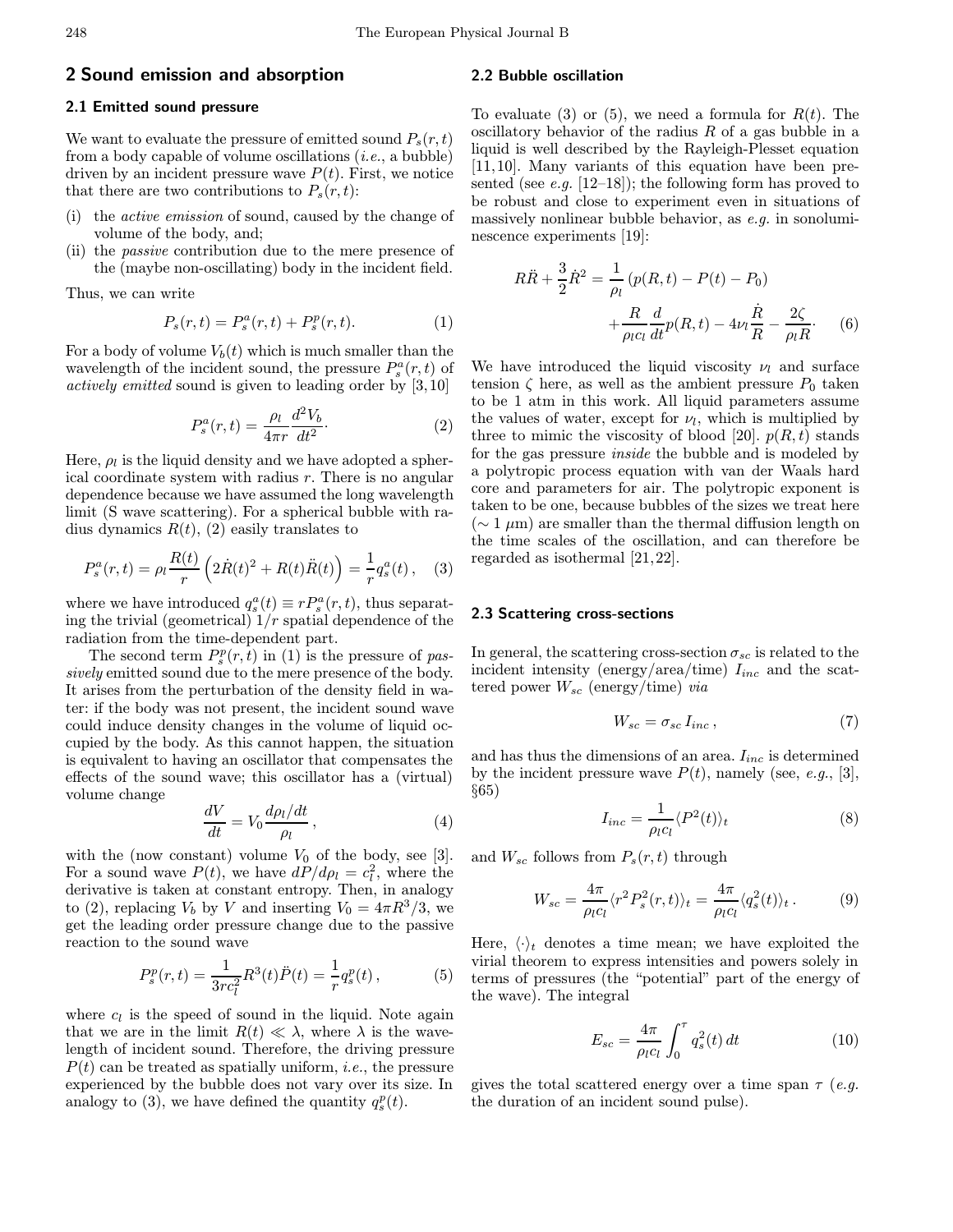## 2 Sound emission and absorption

### 2.1 Emitted sound pressure

We want to evaluate the pressure of emitted sound $P_s(r,t)$ from a body capable of volume oscillations (*i.e.*, a bubble) driven by an incident pressure wave $P(t)$. First, we notice that there are two contributions to $P_s(r,t)$:

(i) the *active emission* of sound, caused by the change of volume of the body, and;
(ii) the *passive* contribution due to the mere presence of the (maybe non-oscillating) body in the incident field.

Thus, we can write

$$P_s(r,t) = P_s^a(r,t) + P_s^p(r,t). \tag{1}$$

For a body of volume $V_b(t)$ which is much smaller than the wavelength of the incident sound, the pressure $P_s^a(r,t)$ of *actively emitted* sound is given to leading order by [3,10]

$$P_s^a(r,t) = \frac{\rho_l}{4\pi r}\frac{d^2 V_b}{dt^2}. \tag{2}$$

Here, $\rho_l$ is the liquid density and we have adopted a spherical coordinate system with radius $r$. There is no angular dependence because we have assumed the long wavelength limit (S wave scattering). For a spherical bubble with radius dynamics $R(t)$, (2) easily translates to

$$P_s^a(r,t) = \rho_l \frac{R(t)}{r}\left(2\dot{R}(t)^2 + R(t)\ddot{R}(t)\right) = \frac{1}{r}q_s^a(t), \tag{3}$$

where we have introduced $q_s^a(t) \equiv rP_s^a(r,t)$, thus separating the trivial (geometrical) $1/r$ spatial dependence of the radiation from the time-dependent part.

The second term $P_s^p(r,t)$ in (1) is the pressure of *passively* emitted sound due to the mere presence of the body. It arises from the perturbation of the density field in water: if the body was not present, the incident sound wave could induce density changes in the volume of liquid occupied by the body. As this cannot happen, the situation is equivalent to having an oscillator that compensates the effects of the sound wave; this oscillator has a (virtual) volume change

$$\frac{dV}{dt} = V_0 \frac{d\rho_l/dt}{\rho_l}, \tag{4}$$

with the (now constant) volume $V_0$ of the body, see [3]. For a sound wave $P(t)$, we have $dP/d\rho_l = c_l^2$, where the derivative is taken at constant entropy. Then, in analogy to (2), replacing $V_b$ by $V$ and inserting $V_0 = 4\pi R^3/3$, we get the leading order pressure change due to the passive reaction to the sound wave

$$P_s^p(r,t) = \frac{1}{3rc_l^2}R^3(t)\ddot{P}(t) = \frac{1}{r}q_s^p(t), \tag{5}$$

where $c_l$ is the speed of sound in the liquid. Note again that we are in the limit $R(t) \ll \lambda$, where $\lambda$ is the wavelength of incident sound. Therefore, the driving pressure $P(t)$ can be treated as spatially uniform, *i.e.*, the pressure experienced by the bubble does not vary over its size. In analogy to (3), we have defined the quantity $q_s^p(t)$.

### 2.2 Bubble oscillation

To evaluate (3) or (5), we need a formula for $R(t)$. The oscillatory behavior of the radius $R$ of a gas bubble in a liquid is well described by the Rayleigh-Plesset equation [11,10]. Many variants of this equation have been presented (see *e.g.* [12–18]); the following form has proved to be robust and close to experiment even in situations of massively nonlinear bubble behavior, as *e.g.* in sonoluminescence experiments [19]:

$$R\ddot{R} + \frac{3}{2}\dot{R}^2 = \frac{1}{\rho_l}\left(p(R,t) - P(t) - P_0\right) + \frac{R}{\rho_l c_l}\frac{d}{dt}p(R,t) - 4\nu_l\frac{\dot{R}}{R} - \frac{2\zeta}{\rho_l R}. \tag{6}$$

We have introduced the liquid viscosity $\nu_l$ and surface tension $\zeta$ here, as well as the ambient pressure $P_0$ taken to be 1 atm in this work. All liquid parameters assume the values of water, except for $\nu_l$, which is multiplied by three to mimic the viscosity of blood [20]. $p(R,t)$ stands for the gas pressure *inside* the bubble and is modeled by a polytropic process equation with van der Waals hard core and parameters for air. The polytropic exponent is taken to be one, because bubbles of the sizes we treat here ($\sim 1\ \mu$m) are smaller than the thermal diffusion length on the time scales of the oscillation, and can therefore be regarded as isothermal [21,22].

### 2.3 Scattering cross-sections

In general, the scattering cross-section $\sigma_{sc}$ is related to the incident intensity (energy/area/time) $I_{inc}$ and the scattered power $W_{sc}$ (energy/time) *via*

$$W_{sc} = \sigma_{sc}\, I_{inc}, \tag{7}$$

and has thus the dimensions of an area. $I_{inc}$ is determined by the incident pressure wave $P(t)$, namely (see, *e.g.*, [3], §65)

$$I_{inc} = \frac{1}{\rho_l c_l}\langle P^2(t)\rangle_t \tag{8}$$

and $W_{sc}$ follows from $P_s(r,t)$ through

$$W_{sc} = \frac{4\pi}{\rho_l c_l}\langle r^2 P_s^2(r,t)\rangle_t = \frac{4\pi}{\rho_l c_l}\langle q_s^2(t)\rangle_t. \tag{9}$$

Here, $\langle\cdot\rangle_t$ denotes a time mean; we have exploited the virial theorem to express intensities and powers solely in terms of pressures (the "potential" part of the energy of the wave). The integral

$$E_{sc} = \frac{4\pi}{\rho_l c_l}\int_0^\tau q_s^2(t)\,dt \tag{10}$$

gives the total scattered energy over a time span $\tau$ (*e.g.* the duration of an incident sound pulse).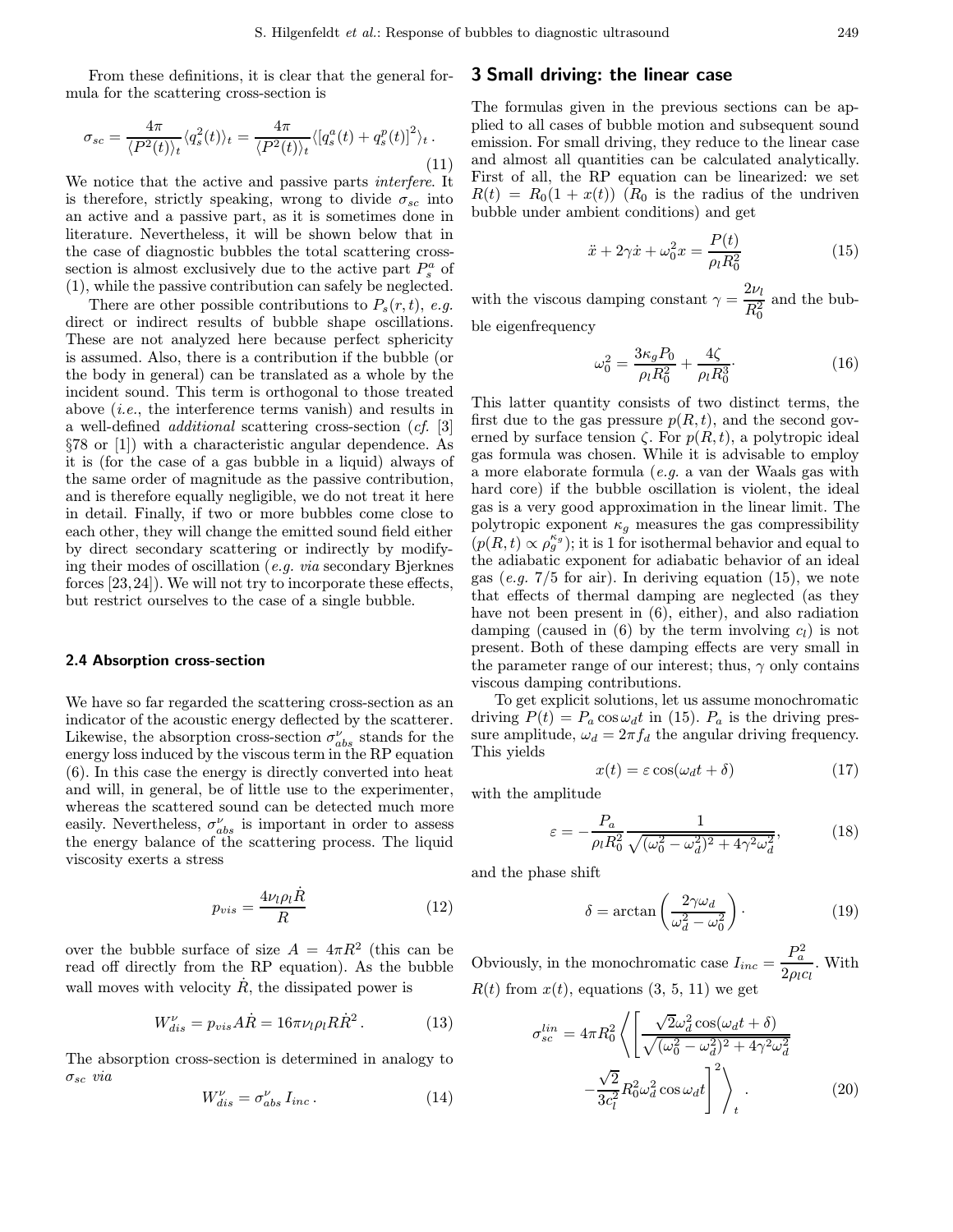From these definitions, it is clear that the general formula for the scattering cross-section is

$$\sigma_{sc} = \frac{4\pi}{\langle P^2(t)\rangle_t} \langle q_s^2(t)\rangle_t = \frac{4\pi}{\langle P^2(t)\rangle_t} \langle [q_s^a(t) + q_s^p(t)]^2\rangle_t \,. \tag{11}$$

We notice that the active and passive parts *interfere*. It is therefore, strictly speaking, wrong to divide $\sigma_{sc}$ into an active and a passive part, as it is sometimes done in literature. Nevertheless, it will be shown below that in the case of diagnostic bubbles the total scattering cross-section is almost exclusively due to the active part $P_s^a$ of (1), while the passive contribution can safely be neglected.

There are other possible contributions to $P_s(r,t)$, *e.g.* direct or indirect results of bubble shape oscillations. These are not analyzed here because perfect sphericity is assumed. Also, there is a contribution if the bubble (or the body in general) can be translated as a whole by the incident sound. This term is orthogonal to those treated above (*i.e.*, the interference terms vanish) and results in a well-defined *additional* scattering cross-section (*cf.* [3] §78 or [1]) with a characteristic angular dependence. As it is (for the case of a gas bubble in a liquid) always of the same order of magnitude as the passive contribution, and is therefore equally negligible, we do not treat it here in detail. Finally, if two or more bubbles come close to each other, they will change the emitted sound field either by direct secondary scattering or indirectly by modifying their modes of oscillation (*e.g. via* secondary Bjerknes forces [23,24]). We will not try to incorporate these effects, but restrict ourselves to the case of a single bubble.

### 2.4 Absorption cross-section

We have so far regarded the scattering cross-section as an indicator of the acoustic energy deflected by the scatterer. Likewise, the absorption cross-section $\sigma_{abs}^{\nu}$ stands for the energy loss induced by the viscous term in the RP equation (6). In this case the energy is directly converted into heat and will, in general, be of little use to the experimenter, whereas the scattered sound can be detected much more easily. Nevertheless, $\sigma_{abs}^{\nu}$ is important in order to assess the energy balance of the scattering process. The liquid viscosity exerts a stress

$$p_{vis} = \frac{4\nu_l \rho_l \dot{R}}{R} \tag{12}$$

over the bubble surface of size $A = 4\pi R^2$ (this can be read off directly from the RP equation). As the bubble wall moves with velocity $\dot{R}$, the dissipated power is

$$W_{dis}^{\nu} = p_{vis} A \dot{R} = 16\pi \nu_l \rho_l R \dot{R}^2 \,. \tag{13}$$

The absorption cross-section is determined in analogy to $\sigma_{sc}$ *via*

$$W_{dis}^{\nu} = \sigma_{abs}^{\nu} \, I_{inc} \,. \tag{14}$$

## 3 Small driving: the linear case

The formulas given in the previous sections can be applied to all cases of bubble motion and subsequent sound emission. For small driving, they reduce to the linear case and almost all quantities can be calculated analytically. First of all, the RP equation can be linearized: we set $R(t) = R_0(1 + x(t))$ ($R_0$ is the radius of the undriven bubble under ambient conditions) and get

$$\ddot{x} + 2\gamma \dot{x} + \omega_0^2 x = \frac{P(t)}{\rho_l R_0^2} \tag{15}$$

with the viscous damping constant $\gamma = \dfrac{2\nu_l}{R_0^2}$ and the bubble eigenfrequency

$$\omega_0^2 = \frac{3\kappa_g P_0}{\rho_l R_0^2} + \frac{4\zeta}{\rho_l R_0^3} \cdot \tag{16}$$

This latter quantity consists of two distinct terms, the first due to the gas pressure $p(R,t)$, and the second governed by surface tension $\zeta$. For $p(R,t)$, a polytropic ideal gas formula was chosen. While it is advisable to employ a more elaborate formula (*e.g.* a van der Waals gas with hard core) if the bubble oscillation is violent, the ideal gas is a very good approximation in the linear limit. The polytropic exponent $\kappa_g$ measures the gas compressibility ($p(R,t) \propto \rho_g^{\kappa_g}$); it is 1 for isothermal behavior and equal to the adiabatic exponent for adiabatic behavior of an ideal gas (*e.g.* 7/5 for air). In deriving equation (15), we note that effects of thermal damping are neglected (as they have not been present in (6), either), and also radiation damping (caused in (6) by the term involving $c_l$) is not present. Both of these damping effects are very small in the parameter range of our interest; thus, $\gamma$ only contains viscous damping contributions.

To get explicit solutions, let us assume monochromatic driving $P(t) = P_a \cos \omega_d t$ in (15). $P_a$ is the driving pressure amplitude, $\omega_d = 2\pi f_d$ the angular driving frequency. This yields

$$x(t) = \varepsilon \cos(\omega_d t + \delta) \tag{17}$$

with the amplitude

$$\varepsilon = -\frac{P_a}{\rho_l R_0^2} \frac{1}{\sqrt{(\omega_0^2 - \omega_d^2)^2 + 4\gamma^2 \omega_d^2}}, \tag{18}$$

and the phase shift

$$\delta = \arctan\left(\frac{2\gamma\omega_d}{\omega_d^2 - \omega_0^2}\right) \cdot \tag{19}$$

Obviously, in the monochromatic case $I_{inc} = \dfrac{P_a^2}{2\rho_l c_l}$. With $R(t)$ from $x(t)$, equations (3, 5, 11) we get

$$\sigma_{sc}^{lin} = 4\pi R_0^2 \left\langle \left[ \frac{\sqrt{2}\omega_d^2 \cos(\omega_d t + \delta)}{\sqrt{(\omega_0^2 - \omega_d^2)^2 + 4\gamma^2\omega_d^2}} - \frac{\sqrt{2}}{3c_l^2} R_0^2 \omega_d^2 \cos \omega_d t \right]^2 \right\rangle_t \,. \tag{20}$$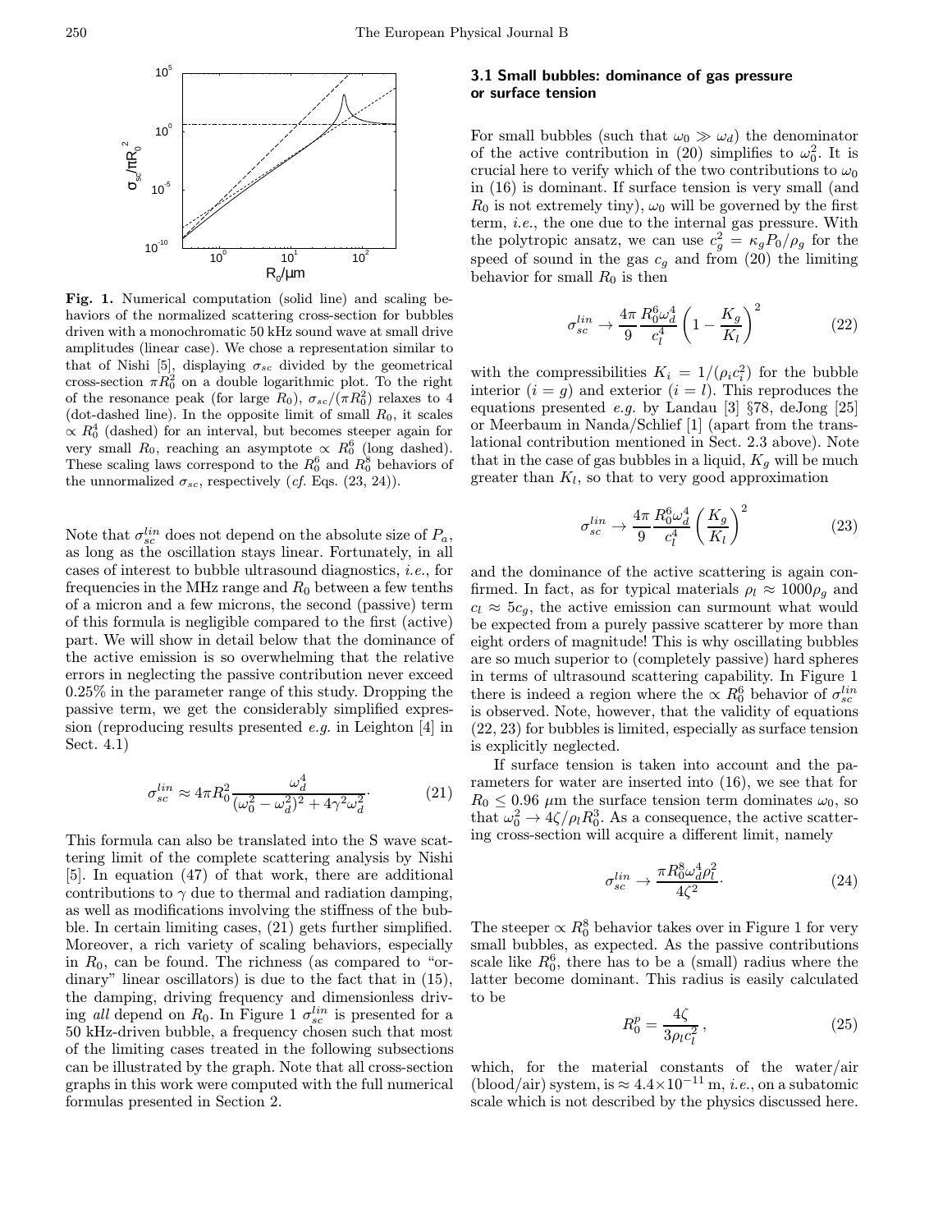**Fig. 1.** Numerical computation (solid line) and scaling behaviors of the normalized scattering cross-section for bubbles driven with a monochromatic 50 kHz sound wave at small drive amplitudes (linear case). We chose a representation similar to that of Nishi [5], displaying $\sigma_{sc}$ divided by the geometrical cross-section $\pi R_0^2$ on a double logarithmic plot. To the right of the resonance peak (for large $R_0$), $\sigma_{sc}/(\pi R_0^2)$ relaxes to 4 (dot-dashed line). In the opposite limit of small $R_0$, it scales $\propto R_0^4$ (dashed) for an interval, but becomes steeper again for very small $R_0$, reaching an asymptote $\propto R_0^6$ (long dashed). These scaling laws correspond to the $R_0^6$ and $R_0^8$ behaviors of the unnormalized $\sigma_{sc}$, respectively (*cf.* Eqs. (23, 24)).

Note that $\sigma_{sc}^{lin}$ does not depend on the absolute size of $P_a$, as long as the oscillation stays linear. Fortunately, in all cases of interest to bubble ultrasound diagnostics, *i.e.*, for frequencies in the MHz range and $R_0$ between a few tenths of a micron and a few microns, the second (passive) term of this formula is negligible compared to the first (active) part. We will show in detail below that the dominance of the active emission is so overwhelming that the relative errors in neglecting the passive contribution never exceed 0.25% in the parameter range of this study. Dropping the passive term, we get the considerably simplified expression (reproducing results presented *e.g.* in Leighton [4] in Sect. 4.1)

$$\sigma_{sc}^{lin} \approx 4\pi R_0^2 \frac{\omega_d^4}{(\omega_0^2 - \omega_d^2)^2 + 4\gamma^2\omega_d^2}. \tag{21}$$

This formula can also be translated into the S wave scattering limit of the complete scattering analysis by Nishi [5]. In equation (47) of that work, there are additional contributions to $\gamma$ due to thermal and radiation damping, as well as modifications involving the stiffness of the bubble. In certain limiting cases, (21) gets further simplified. Moreover, a rich variety of scaling behaviors, especially in $R_0$, can be found. The richness (as compared to "ordinary" linear oscillators) is due to the fact that in (15), the damping, driving frequency and dimensionless driving *all* depend on $R_0$. In Figure 1 $\sigma_{sc}^{lin}$ is presented for a 50 kHz-driven bubble, a frequency chosen such that most of the limiting cases treated in the following subsections can be illustrated by the graph. Note that all cross-section graphs in this work were computed with the full numerical formulas presented in Section 2.

### 3.1 Small bubbles: dominance of gas pressure or surface tension

For small bubbles (such that $\omega_0 \gg \omega_d$) the denominator of the active contribution in (20) simplifies to $\omega_0^2$. It is crucial here to verify which of the two contributions to $\omega_0$ in (16) is dominant. If surface tension is very small (and $R_0$ is not extremely tiny), $\omega_0$ will be governed by the first term, *i.e.*, the one due to the internal gas pressure. With the polytropic ansatz, we can use $c_g^2 = \kappa_g P_0/\rho_g$ for the speed of sound in the gas $c_g$ and from (20) the limiting behavior for small $R_0$ is then

$$\sigma_{sc}^{lin} \to \frac{4\pi}{9}\frac{R_0^6\omega_d^4}{c_l^4}\left(1 - \frac{K_g}{K_l}\right)^2 \tag{22}$$

with the compressibilities $K_i = 1/(\rho_i c_i^2)$ for the bubble interior ($i = g$) and exterior ($i = l$). This reproduces the equations presented *e.g.* by Landau [3] §78, deJong [25] or Meerbaum in Nanda/Schlief [1] (apart from the translational contribution mentioned in Sect. 2.3 above). Note that in the case of gas bubbles in a liquid, $K_g$ will be much greater than $K_l$, so that to very good approximation

$$\sigma_{sc}^{lin} \to \frac{4\pi}{9}\frac{R_0^6\omega_d^4}{c_l^4}\left(\frac{K_g}{K_l}\right)^2 \tag{23}$$

and the dominance of the active scattering is again confirmed. In fact, as for typical materials $\rho_l \approx 1000\rho_g$ and $c_l \approx 5c_g$, the active emission can surmount what would be expected from a purely passive scatterer by more than eight orders of magnitude! This is why oscillating bubbles are so much superior to (completely passive) hard spheres in terms of ultrasound scattering capability. In Figure 1 there is indeed a region where the $\propto R_0^6$ behavior of $\sigma_{sc}^{lin}$ is observed. Note, however, that the validity of equations (22, 23) for bubbles is limited, especially as surface tension is explicitly neglected.

If surface tension is taken into account and the parameters for water are inserted into (16), we see that for $R_0 \leq 0.96$ $\mu$m the surface tension term dominates $\omega_0$, so that $\omega_0^2 \to 4\zeta/\rho_l R_0^3$. As a consequence, the active scattering cross-section will acquire a different limit, namely

$$\sigma_{sc}^{lin} \to \frac{\pi R_0^8\omega_d^4\rho_l^2}{4\zeta^2}. \tag{24}$$

The steeper $\propto R_0^8$ behavior takes over in Figure 1 for very small bubbles, as expected. As the passive contributions scale like $R_0^6$, there has to be a (small) radius where the latter become dominant. This radius is easily calculated to be

$$R_0^p = \frac{4\zeta}{3\rho_l c_l^2}, \tag{25}$$

which, for the material constants of the water/air (blood/air) system, is $\approx 4.4\times10^{-11}$ m, *i.e.*, on a subatomic scale which is not described by the physics discussed here.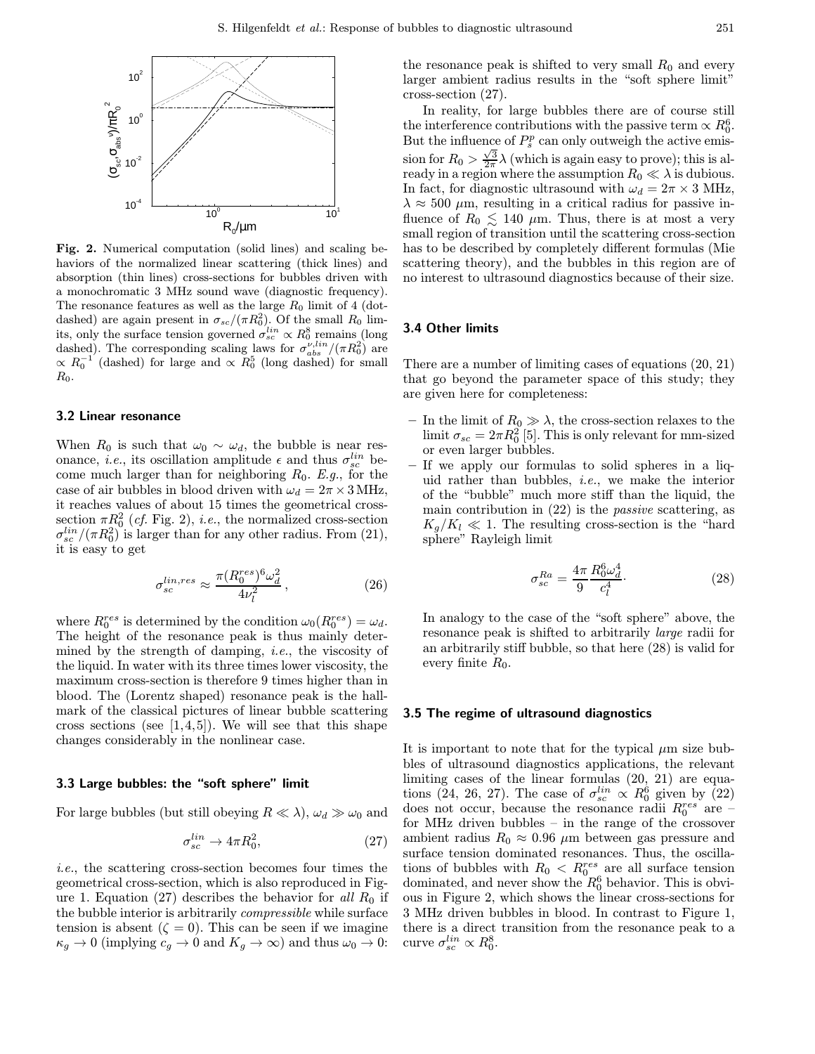**Fig. 2.** Numerical computation (solid lines) and scaling behaviors of the normalized linear scattering (thick lines) and absorption (thin lines) cross-sections for bubbles driven with a monochromatic 3 MHz sound wave (diagnostic frequency). The resonance features as well as the large $R_0$ limit of 4 (dot-dashed) are again present in $\sigma_{sc}/(\pi R_0^2)$. Of the small $R_0$ limits, only the surface tension governed $\sigma_{sc}^{lin} \propto R_0^8$ remains (long dashed). The corresponding scaling laws for $\sigma_{abs}^{\nu,lin}/(\pi R_0^2)$ are $\propto R_0^{-1}$ (dashed) for large and $\propto R_0^5$ (long dashed) for small $R_0$.

### 3.2 Linear resonance

When $R_0$ is such that $\omega_0 \sim \omega_d$, the bubble is near resonance, *i.e.*, its oscillation amplitude $\epsilon$ and thus $\sigma_{sc}^{lin}$ become much larger than for neighboring $R_0$. *E.g.*, for the case of air bubbles in blood driven with $\omega_d = 2\pi \times 3\,\text{MHz}$, it reaches values of about 15 times the geometrical cross-section $\pi R_0^2$ (*cf.* Fig. 2), *i.e.*, the normalized cross-section $\sigma_{sc}^{lin}/(\pi R_0^2)$ is larger than for any other radius. From (21), it is easy to get

$$\sigma_{sc}^{lin,res} \approx \frac{\pi (R_0^{res})^6 \omega_d^2}{4\nu_l^2}, \tag{26}$$

where $R_0^{res}$ is determined by the condition $\omega_0(R_0^{res}) = \omega_d$. The height of the resonance peak is thus mainly determined by the strength of damping, *i.e.*, the viscosity of the liquid. In water with its three times lower viscosity, the maximum cross-section is therefore 9 times higher than in blood. The (Lorentz shaped) resonance peak is the hallmark of the classical pictures of linear bubble scattering cross sections (see [1,4,5]). We will see that this shape changes considerably in the nonlinear case.

### 3.3 Large bubbles: the "soft sphere" limit

For large bubbles (but still obeying $R \ll \lambda$), $\omega_d \gg \omega_0$ and

$$\sigma_{sc}^{lin} \to 4\pi R_0^2, \tag{27}$$

*i.e.*, the scattering cross-section becomes four times the geometrical cross-section, which is also reproduced in Figure 1. Equation (27) describes the behavior for *all* $R_0$ if the bubble interior is arbitrarily *compressible* while surface tension is absent ($\zeta = 0$). This can be seen if we imagine $\kappa_g \to 0$ (implying $c_g \to 0$ and $K_g \to \infty$) and thus $\omega_0 \to 0$: the resonance peak is shifted to very small $R_0$ and every larger ambient radius results in the "soft sphere limit" cross-section (27).

In reality, for large bubbles there are of course still the interference contributions with the passive term $\propto R_0^6$. But the influence of $P_s^p$ can only outweigh the active emission for $R_0 > \frac{\sqrt{3}}{2\pi}\lambda$ (which is again easy to prove); this is already in a region where the assumption $R_0 \ll \lambda$ is dubious. In fact, for diagnostic ultrasound with $\omega_d = 2\pi \times 3$ MHz, $\lambda \approx 500\ \mu$m, resulting in a critical radius for passive influence of $R_0 \lesssim 140\ \mu$m. Thus, there is at most a very small region of transition until the scattering cross-section has to be described by completely different formulas (Mie scattering theory), and the bubbles in this region are of no interest to ultrasound diagnostics because of their size.

### 3.4 Other limits

There are a number of limiting cases of equations (20, 21) that go beyond the parameter space of this study; they are given here for completeness:

- In the limit of $R_0 \gg \lambda$, the cross-section relaxes to the limit $\sigma_{sc} = 2\pi R_0^2$ [5]. This is only relevant for mm-sized or even larger bubbles.
- If we apply our formulas to solid spheres in a liquid rather than bubbles, *i.e.*, we make the interior of the "bubble" much more stiff than the liquid, the main contribution in (22) is the *passive* scattering, as $K_g/K_l \ll 1$. The resulting cross-section is the "hard sphere" Rayleigh limit

$$\sigma_{sc}^{Ra} = \frac{4\pi}{9}\frac{R_0^6 \omega_d^4}{c_l^4}. \tag{28}$$

In analogy to the case of the "soft sphere" above, the resonance peak is shifted to arbitrarily *large* radii for an arbitrarily stiff bubble, so that here (28) is valid for every finite $R_0$.

### 3.5 The regime of ultrasound diagnostics

It is important to note that for the typical $\mu$m size bubbles of ultrasound diagnostics applications, the relevant limiting cases of the linear formulas (20, 21) are equations (24, 26, 27). The case of $\sigma_{sc}^{lin} \propto R_0^6$ given by (22) does not occur, because the resonance radii $R_0^{res}$ are – for MHz driven bubbles – in the range of the crossover ambient radius $R_0 \approx 0.96\ \mu$m between gas pressure and surface tension dominated resonances. Thus, the oscillations of bubbles with $R_0 < R_0^{res}$ are all surface tension dominated, and never show the $R_0^6$ behavior. This is obvious in Figure 2, which shows the linear cross-sections for 3 MHz driven bubbles in blood. In contrast to Figure 1, there is a direct transition from the resonance peak to a curve $\sigma_{sc}^{lin} \propto R_0^8$.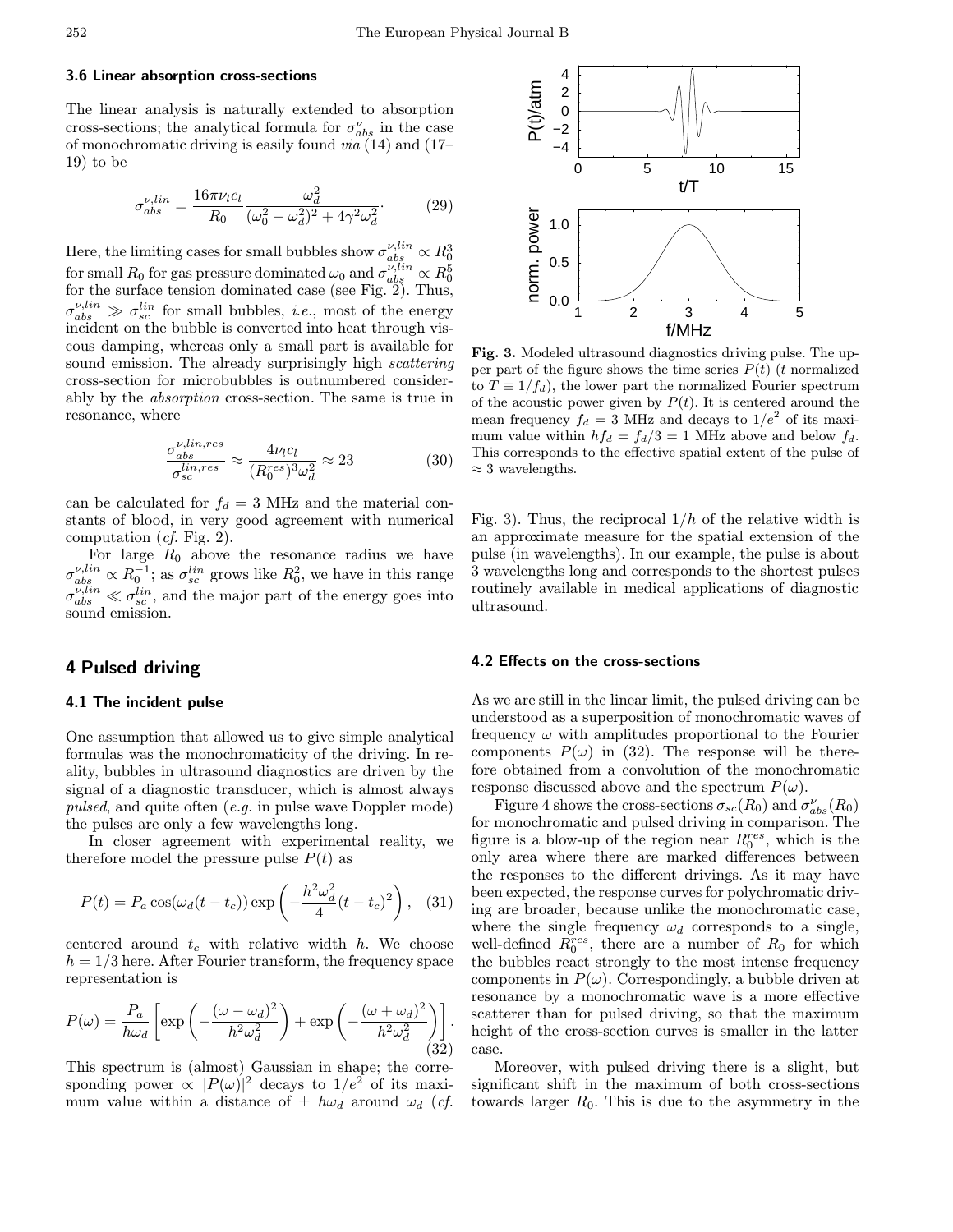### 3.6 Linear absorption cross-sections

The linear analysis is naturally extended to absorption cross-sections; the analytical formula for $\sigma_{abs}^{\nu}$ in the case of monochromatic driving is easily found *via* (14) and (17–19) to be

$$\sigma_{abs}^{\nu,lin} = \frac{16\pi\nu_l c_l}{R_0} \frac{\omega_d^2}{(\omega_0^2 - \omega_d^2)^2 + 4\gamma^2\omega_d^2}. \quad (29)$$

Here, the limiting cases for small bubbles show $\sigma_{abs}^{\nu,lin} \propto R_0^3$ for small $R_0$ for gas pressure dominated $\omega_0$ and $\sigma_{abs}^{\nu,lin} \propto R_0^5$ for the surface tension dominated case (see Fig. 2). Thus, $\sigma_{abs}^{\nu,lin} \gg \sigma_{sc}^{lin}$ for small bubbles, *i.e.*, most of the energy incident on the bubble is converted into heat through viscous damping, whereas only a small part is available for sound emission. The already surprisingly high *scattering* cross-section for microbubbles is outnumbered considerably by the *absorption* cross-section. The same is true in resonance, where

$$\frac{\sigma_{abs}^{\nu,lin,res}}{\sigma_{sc}^{lin,res}} \approx \frac{4\nu_l c_l}{(R_0^{res})^3\omega_d^2} \approx 23 \quad (30)$$

can be calculated for $f_d = 3$ MHz and the material constants of blood, in very good agreement with numerical computation (*cf.* Fig. 2).

For large $R_0$ above the resonance radius we have $\sigma_{abs}^{\nu,lin} \propto R_0^{-1}$; as $\sigma_{sc}^{lin}$ grows like $R_0^2$, we have in this range $\sigma_{abs}^{\nu,lin} \ll \sigma_{sc}^{lin}$, and the major part of the energy goes into sound emission.

## 4 Pulsed driving

### 4.1 The incident pulse

One assumption that allowed us to give simple analytical formulas was the monochromaticity of the driving. In reality, bubbles in ultrasound diagnostics are driven by the signal of a diagnostic transducer, which is almost always *pulsed*, and quite often (*e.g.* in pulse wave Doppler mode) the pulses are only a few wavelengths long.

In closer agreement with experimental reality, we therefore model the pressure pulse $P(t)$ as

$$P(t) = P_a \cos(\omega_d(t - t_c)) \exp\left(-\frac{h^2\omega_d^2}{4}(t - t_c)^2\right), \quad (31)$$

centered around $t_c$ with relative width $h$. We choose $h = 1/3$ here. After Fourier transform, the frequency space representation is

$$P(\omega) = \frac{P_a}{h\omega_d}\left[\exp\left(-\frac{(\omega - \omega_d)^2}{h^2\omega_d^2}\right) + \exp\left(-\frac{(\omega + \omega_d)^2}{h^2\omega_d^2}\right)\right]. \quad (32)$$

This spectrum is (almost) Gaussian in shape; the corresponding power $\propto |P(\omega)|^2$ decays to $1/e^2$ of its maximum value within a distance of $\pm\, h\omega_d$ around $\omega_d$ (*cf.* Fig. 3). Thus, the reciprocal $1/h$ of the relative width is an approximate measure for the spatial extension of the pulse (in wavelengths). In our example, the pulse is about 3 wavelengths long and corresponds to the shortest pulses routinely available in medical applications of diagnostic ultrasound.

**Fig. 3.** Modeled ultrasound diagnostics driving pulse. The upper part of the figure shows the time series $P(t)$ ($t$ normalized to $T \equiv 1/f_d$), the lower part the normalized Fourier spectrum of the acoustic power given by $P(t)$. It is centered around the mean frequency $f_d = 3$ MHz and decays to $1/e^2$ of its maximum value within $hf_d = f_d/3 = 1$ MHz above and below $f_d$. This corresponds to the effective spatial extent of the pulse of $\approx 3$ wavelengths.

### 4.2 Effects on the cross-sections

As we are still in the linear limit, the pulsed driving can be understood as a superposition of monochromatic waves of frequency $\omega$ with amplitudes proportional to the Fourier components $P(\omega)$ in (32). The response will be therefore obtained from a convolution of the monochromatic response discussed above and the spectrum $P(\omega)$.

Figure 4 shows the cross-sections $\sigma_{sc}(R_0)$ and $\sigma_{abs}^{\nu}(R_0)$ for monochromatic and pulsed driving in comparison. The figure is a blow-up of the region near $R_0^{res}$, which is the only area where there are marked differences between the responses to the different drivings. As it may have been expected, the response curves for polychromatic driving are broader, because unlike the monochromatic case, where the single frequency $\omega_d$ corresponds to a single, well-defined $R_0^{res}$, there are a number of $R_0$ for which the bubbles react strongly to the most intense frequency components in $P(\omega)$. Correspondingly, a bubble driven at resonance by a monochromatic wave is a more effective scatterer than for pulsed driving, so that the maximum height of the cross-section curves is smaller in the latter case.

Moreover, with pulsed driving there is a slight, but significant shift in the maximum of both cross-sections towards larger $R_0$. This is due to the asymmetry in the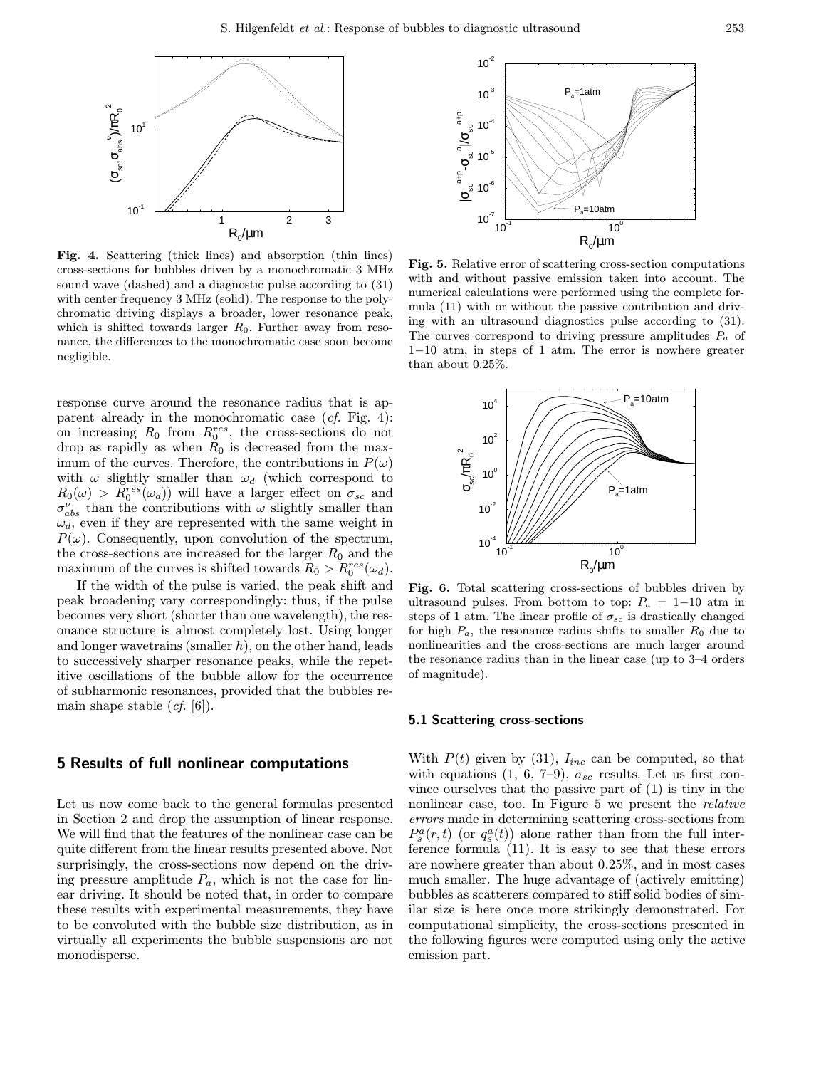**Fig. 4.** Scattering (thick lines) and absorption (thin lines) cross-sections for bubbles driven by a monochromatic 3 MHz sound wave (dashed) and a diagnostic pulse according to (31) with center frequency 3 MHz (solid). The response to the polychromatic driving displays a broader, lower resonance peak, which is shifted towards larger $R_0$. Further away from resonance, the differences to the monochromatic case soon become negligible.

response curve around the resonance radius that is apparent already in the monochromatic case (*cf.* Fig. 4): on increasing $R_0$ from $R_0^{res}$, the cross-sections do not drop as rapidly as when $R_0$ is decreased from the maximum of the curves. Therefore, the contributions in $P(\omega)$ with $\omega$ slightly smaller than $\omega_d$ (which correspond to $R_0(\omega) > R_0^{res}(\omega_d)$) will have a larger effect on $\sigma_{sc}$ and $\sigma_{abs}^{\nu}$ than the contributions with $\omega$ slightly smaller than $\omega_d$, even if they are represented with the same weight in $P(\omega)$. Consequently, upon convolution of the spectrum, the cross-sections are increased for the larger $R_0$ and the maximum of the curves is shifted towards $R_0 > R_0^{res}(\omega_d)$.

If the width of the pulse is varied, the peak shift and peak broadening vary correspondingly: thus, if the pulse becomes very short (shorter than one wavelength), the resonance structure is almost completely lost. Using longer and longer wavetrains (smaller $h$), on the other hand, leads to successively sharper resonance peaks, while the repetitive oscillations of the bubble allow for the occurrence of subharmonic resonances, provided that the bubbles remain shape stable (*cf.* [6]).

## 5 Results of full nonlinear computations

Let us now come back to the general formulas presented in Section 2 and drop the assumption of linear response. We will find that the features of the nonlinear case can be quite different from the linear results presented above. Not surprisingly, the cross-sections now depend on the driving pressure amplitude $P_a$, which is not the case for linear driving. It should be noted that, in order to compare these results with experimental measurements, they have to be convoluted with the bubble size distribution, as in virtually all experiments the bubble suspensions are not monodisperse.

**Fig. 5.** Relative error of scattering cross-section computations with and without passive emission taken into account. The numerical calculations were performed using the complete formula (11) with or without the passive contribution and driving with an ultrasound diagnostics pulse according to (31). The curves correspond to driving pressure amplitudes $P_a$ of $1-10$ atm, in steps of 1 atm. The error is nowhere greater than about 0.25%.

**Fig. 6.** Total scattering cross-sections of bubbles driven by ultrasound pulses. From bottom to top: $P_a = 1-10$ atm in steps of 1 atm. The linear profile of $\sigma_{sc}$ is drastically changed for high $P_a$, the resonance radius shifts to smaller $R_0$ due to nonlinearities and the cross-sections are much larger around the resonance radius than in the linear case (up to 3–4 orders of magnitude).

### 5.1 Scattering cross-sections

With $P(t)$ given by (31), $I_{inc}$ can be computed, so that with equations (1, 6, 7–9), $\sigma_{sc}$ results. Let us first convince ourselves that the passive part of (1) is tiny in the nonlinear case, too. In Figure 5 we present the *relative errors* made in determining scattering cross-sections from $P_s^a(r,t)$ (or $q_s^a(t)$) alone rather than from the full interference formula (11). It is easy to see that these errors are nowhere greater than about 0.25%, and in most cases much smaller. The huge advantage of (actively emitting) bubbles as scatterers compared to stiff solid bodies of similar size is here once more strikingly demonstrated. For computational simplicity, the cross-sections presented in the following figures were computed using only the active emission part.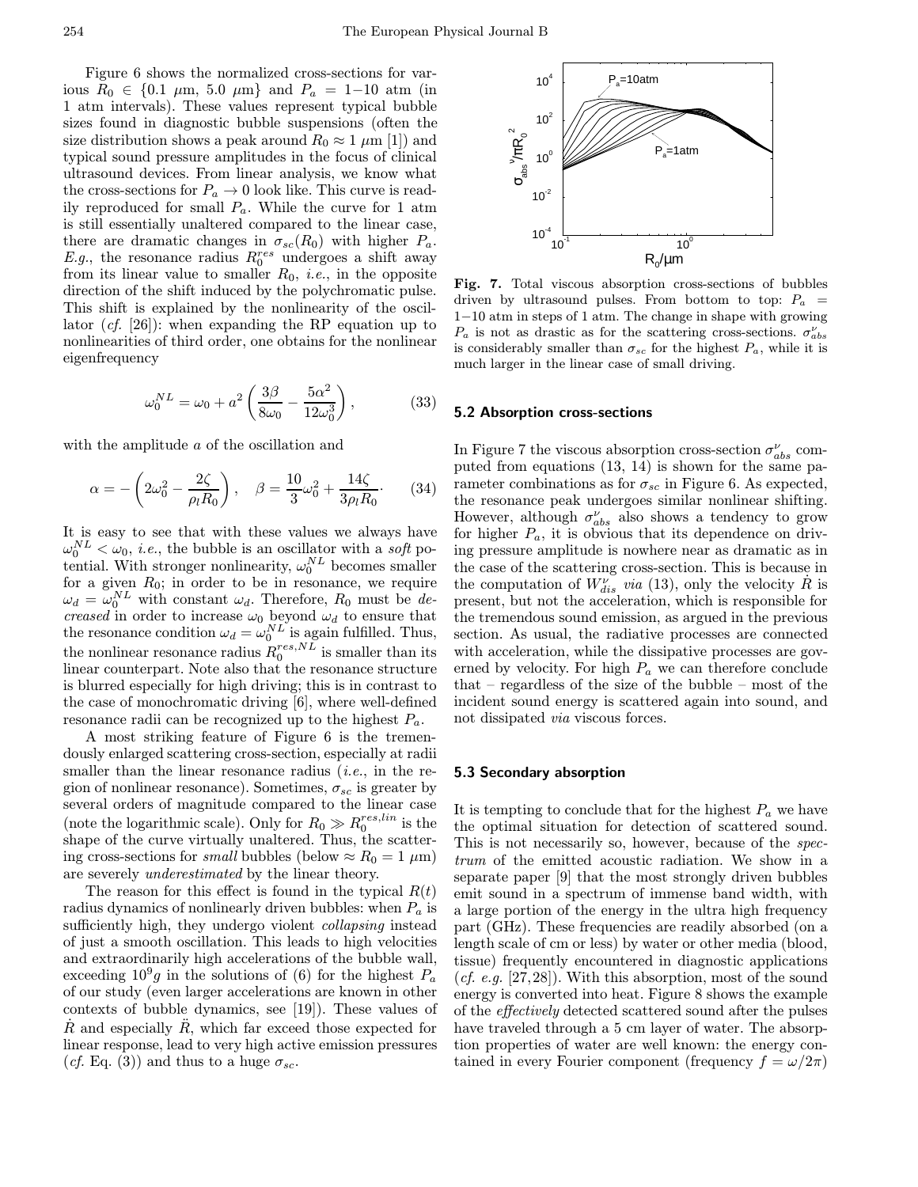Figure 6 shows the normalized cross-sections for various $R_0 \in \{0.1\ \mu\text{m}, 5.0\ \mu\text{m}\}$ and $P_a = 1{-}10$ atm (in 1 atm intervals). These values represent typical bubble sizes found in diagnostic bubble suspensions (often the size distribution shows a peak around $R_0 \approx 1\ \mu$m [1]) and typical sound pressure amplitudes in the focus of clinical ultrasound devices. From linear analysis, we know what the cross-sections for $P_a \to 0$ look like. This curve is readily reproduced for small $P_a$. While the curve for 1 atm is still essentially unaltered compared to the linear case, there are dramatic changes in $\sigma_{sc}(R_0)$ with higher $P_a$. *E.g.*, the resonance radius $R_0^{res}$ undergoes a shift away from its linear value to smaller $R_0$, *i.e.*, in the opposite direction of the shift induced by the polychromatic pulse. This shift is explained by the nonlinearity of the oscillator (*cf.* [26]): when expanding the RP equation up to nonlinearities of third order, one obtains for the nonlinear eigenfrequency

$$\omega_0^{NL} = \omega_0 + a^2 \left( \frac{3\beta}{8\omega_0} - \frac{5\alpha^2}{12\omega_0^3} \right), \tag{33}$$

with the amplitude $a$ of the oscillation and

$$\alpha = -\left(2\omega_0^2 - \frac{2\zeta}{\rho_l R_0}\right), \quad \beta = \frac{10}{3}\omega_0^2 + \frac{14\zeta}{3\rho_l R_0}\cdot \tag{34}$$

It is easy to see that with these values we always have $\omega_0^{NL} < \omega_0$, *i.e.*, the bubble is an oscillator with a *soft* potential. With stronger nonlinearity, $\omega_0^{NL}$ becomes smaller for a given $R_0$; in order to be in resonance, we require $\omega_d = \omega_0^{NL}$ with constant $\omega_d$. Therefore, $R_0$ must be *decreased* in order to increase $\omega_0$ beyond $\omega_d$ to ensure that the resonance condition $\omega_d = \omega_0^{NL}$ is again fulfilled. Thus, the nonlinear resonance radius $R_0^{res,NL}$ is smaller than its linear counterpart. Note also that the resonance structure is blurred especially for high driving; this is in contrast to the case of monochromatic driving [6], where well-defined resonance radii can be recognized up to the highest $P_a$.

A most striking feature of Figure 6 is the tremendously enlarged scattering cross-section, especially at radii smaller than the linear resonance radius (*i.e.*, in the region of nonlinear resonance). Sometimes, $\sigma_{sc}$ is greater by several orders of magnitude compared to the linear case (note the logarithmic scale). Only for $R_0 \gg R_0^{res,lin}$ is the shape of the curve virtually unaltered. Thus, the scattering cross-sections for *small* bubbles (below $\approx R_0 = 1\ \mu$m) are severely *underestimated* by the linear theory.

The reason for this effect is found in the typical $R(t)$ radius dynamics of nonlinearly driven bubbles: when $P_a$ is sufficiently high, they undergo violent *collapsing* instead of just a smooth oscillation. This leads to high velocities and extraordinarily high accelerations of the bubble wall, exceeding $10^9 g$ in the solutions of (6) for the highest $P_a$ of our study (even larger accelerations are known in other contexts of bubble dynamics, see [19]). These values of $\dot{R}$ and especially $\ddot{R}$, which far exceed those expected for linear response, lead to very high active emission pressures (*cf.* Eq. (3)) and thus to a huge $\sigma_{sc}$.

**Fig. 7.** Total viscous absorption cross-sections of bubbles driven by ultrasound pulses. From bottom to top: $P_a = 1{-}10$ atm in steps of 1 atm. The change in shape with growing $P_a$ is not as drastic as for the scattering cross-sections. $\sigma_{abs}^{\nu}$ is considerably smaller than $\sigma_{sc}$ for the highest $P_a$, while it is much larger in the linear case of small driving.

### 5.2 Absorption cross-sections

In Figure 7 the viscous absorption cross-section $\sigma_{abs}^{\nu}$ computed from equations (13, 14) is shown for the same parameter combinations as for $\sigma_{sc}$ in Figure 6. As expected, the resonance peak undergoes similar nonlinear shifting. However, although $\sigma_{abs}^{\nu}$ also shows a tendency to grow for higher $P_a$, it is obvious that its dependence on driving pressure amplitude is nowhere near as dramatic as in the case of the scattering cross-section. This is because in the computation of $W_{dis}^{\nu}$ *via* (13), only the velocity $\dot{R}$ is present, but not the acceleration, which is responsible for the tremendous sound emission, as argued in the previous section. As usual, the radiative processes are connected with acceleration, while the dissipative processes are governed by velocity. For high $P_a$ we can therefore conclude that – regardless of the size of the bubble – most of the incident sound energy is scattered again into sound, and not dissipated *via* viscous forces.

### 5.3 Secondary absorption

It is tempting to conclude that for the highest $P_a$ we have the optimal situation for detection of scattered sound. This is not necessarily so, however, because of the *spectrum* of the emitted acoustic radiation. We show in a separate paper [9] that the most strongly driven bubbles emit sound in a spectrum of immense band width, with a large portion of the energy in the ultra high frequency part (GHz). These frequencies are readily absorbed (on a length scale of cm or less) by water or other media (blood, tissue) frequently encountered in diagnostic applications (*cf. e.g.* [27,28]). With this absorption, most of the sound energy is converted into heat. Figure 8 shows the example of the *effectively* detected scattered sound after the pulses have traveled through a 5 cm layer of water. The absorption properties of water are well known: the energy contained in every Fourier component (frequency $f = \omega/2\pi$)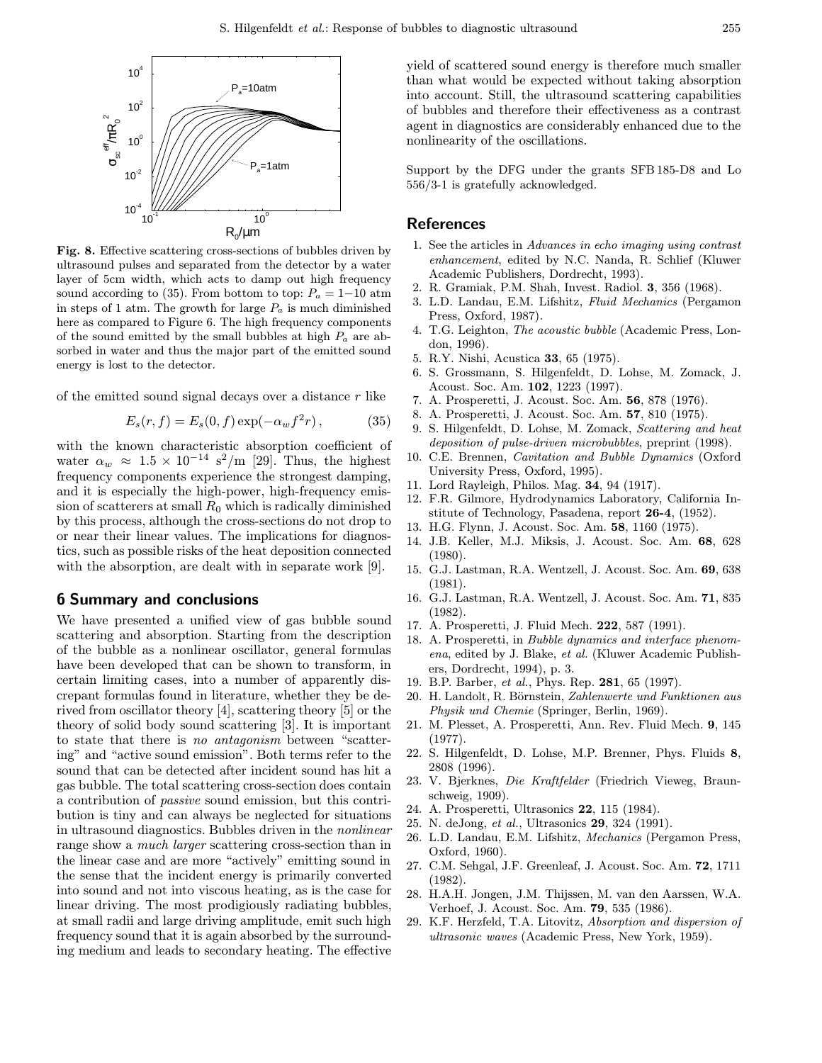$10^4$

$10^2$

$10^0$

$10^{-2}$

$10^{-4}$

$10^{-1}$

$10^0$

$\sigma_{sc}^{eff}/\pi R_0^2$

$R_0/\mu m$

$P_a$=10atm

$P_a$=1atm

**Fig. 8.** Effective scattering cross-sections of bubbles driven by ultrasound pulses and separated from the detector by a water layer of 5cm width, which acts to damp out high frequency sound according to (35). From bottom to top: $P_a = 1-10$ atm in steps of 1 atm. The growth for large $P_a$ is much diminished here as compared to Figure 6. The high frequency components of the sound emitted by the small bubbles at high $P_a$ are absorbed in water and thus the major part of the emitted sound energy is lost to the detector.

of the emitted sound signal decays over a distance $r$ like

$$E_s(r,f) = E_s(0,f)\exp(-\alpha_w f^2 r), \qquad (35)$$

with the known characteristic absorption coefficient of water $\alpha_w \approx 1.5 \times 10^{-14}$ s$^2$/m [29]. Thus, the highest frequency components experience the strongest damping, and it is especially the high-power, high-frequency emission of scatterers at small $R_0$ which is radically diminished by this process, although the cross-sections do not drop to or near their linear values. The implications for diagnostics, such as possible risks of the heat deposition connected with the absorption, are dealt with in separate work [9].

## 6 Summary and conclusions

We have presented a unified view of gas bubble sound scattering and absorption. Starting from the description of the bubble as a nonlinear oscillator, general formulas have been developed that can be shown to transform, in certain limiting cases, into a number of apparently discrepant formulas found in literature, whether they be derived from oscillator theory [4], scattering theory [5] or the theory of solid body sound scattering [3]. It is important to state that there is *no antagonism* between "scattering" and "active sound emission". Both terms refer to the sound that can be detected after incident sound has hit a gas bubble. The total scattering cross-section does contain a contribution of *passive* sound emission, but this contribution is tiny and can always be neglected for situations in ultrasound diagnostics. Bubbles driven in the *nonlinear* range show a *much larger* scattering cross-section than in the linear case and are more "actively" emitting sound in the sense that the incident energy is primarily converted into sound and not into viscous heating, as is the case for linear driving. The most prodigiously radiating bubbles, at small radii and large driving amplitude, emit such high frequency sound that it is again absorbed by the surrounding medium and leads to secondary heating. The effective yield of scattered sound energy is therefore much smaller than what would be expected without taking absorption into account. Still, the ultrasound scattering capabilities of bubbles and therefore their effectiveness as a contrast agent in diagnostics are considerably enhanced due to the nonlinearity of the oscillations.

Support by the DFG under the grants SFB 185-D8 and Lo 556/3-1 is gratefully acknowledged.

## References

1. See the articles in *Advances in echo imaging using contrast enhancement*, edited by N.C. Nanda, R. Schlief (Kluwer Academic Publishers, Dordrecht, 1993).
2. R. Gramiak, P.M. Shah, Invest. Radiol. **3**, 356 (1968).
3. L.D. Landau, E.M. Lifshitz, *Fluid Mechanics* (Pergamon Press, Oxford, 1987).
4. T.G. Leighton, *The acoustic bubble* (Academic Press, London, 1996).
5. R.Y. Nishi, Acustica **33**, 65 (1975).
6. S. Grossmann, S. Hilgenfeldt, D. Lohse, M. Zomack, J. Acoust. Soc. Am. **102**, 1223 (1997).
7. A. Prosperetti, J. Acoust. Soc. Am. **56**, 878 (1976).
8. A. Prosperetti, J. Acoust. Soc. Am. **57**, 810 (1975).
9. S. Hilgenfeldt, D. Lohse, M. Zomack, *Scattering and heat deposition of pulse-driven microbubbles*, preprint (1998).
10. C.E. Brennen, *Cavitation and Bubble Dynamics* (Oxford University Press, Oxford, 1995).
11. Lord Rayleigh, Philos. Mag. **34**, 94 (1917).
12. F.R. Gilmore, Hydrodynamics Laboratory, California Institute of Technology, Pasadena, report **26-4**, (1952).
13. H.G. Flynn, J. Acoust. Soc. Am. **58**, 1160 (1975).
14. J.B. Keller, M.J. Miksis, J. Acoust. Soc. Am. **68**, 628 (1980).
15. G.J. Lastman, R.A. Wentzell, J. Acoust. Soc. Am. **69**, 638 (1981).
16. G.J. Lastman, R.A. Wentzell, J. Acoust. Soc. Am. **71**, 835 (1982).
17. A. Prosperetti, J. Fluid Mech. **222**, 587 (1991).
18. A. Prosperetti, in *Bubble dynamics and interface phenomena*, edited by J. Blake, *et al.* (Kluwer Academic Publishers, Dordrecht, 1994), p. 3.
19. B.P. Barber, *et al.*, Phys. Rep. **281**, 65 (1997).
20. H. Landolt, R. Börnstein, *Zahlenwerte und Funktionen aus Physik und Chemie* (Springer, Berlin, 1969).
21. M. Plesset, A. Prosperetti, Ann. Rev. Fluid Mech. **9**, 145 (1977).
22. S. Hilgenfeldt, D. Lohse, M.P. Brenner, Phys. Fluids **8**, 2808 (1996).
23. V. Bjerknes, *Die Kraftfelder* (Friedrich Vieweg, Braunschweig, 1909).
24. A. Prosperetti, Ultrasonics **22**, 115 (1984).
25. N. deJong, *et al.*, Ultrasonics **29**, 324 (1991).
26. L.D. Landau, E.M. Lifshitz, *Mechanics* (Pergamon Press, Oxford, 1960).
27. C.M. Sehgal, J.F. Greenleaf, J. Acoust. Soc. Am. **72**, 1711 (1982).
28. H.A.H. Jongen, J.M. Thijssen, M. van den Aarssen, W.A. Verhoef, J. Acoust. Soc. Am. **79**, 535 (1986).
29. K.F. Herzfeld, T.A. Litovitz, *Absorption and dispersion of ultrasonic waves* (Academic Press, New York, 1959).